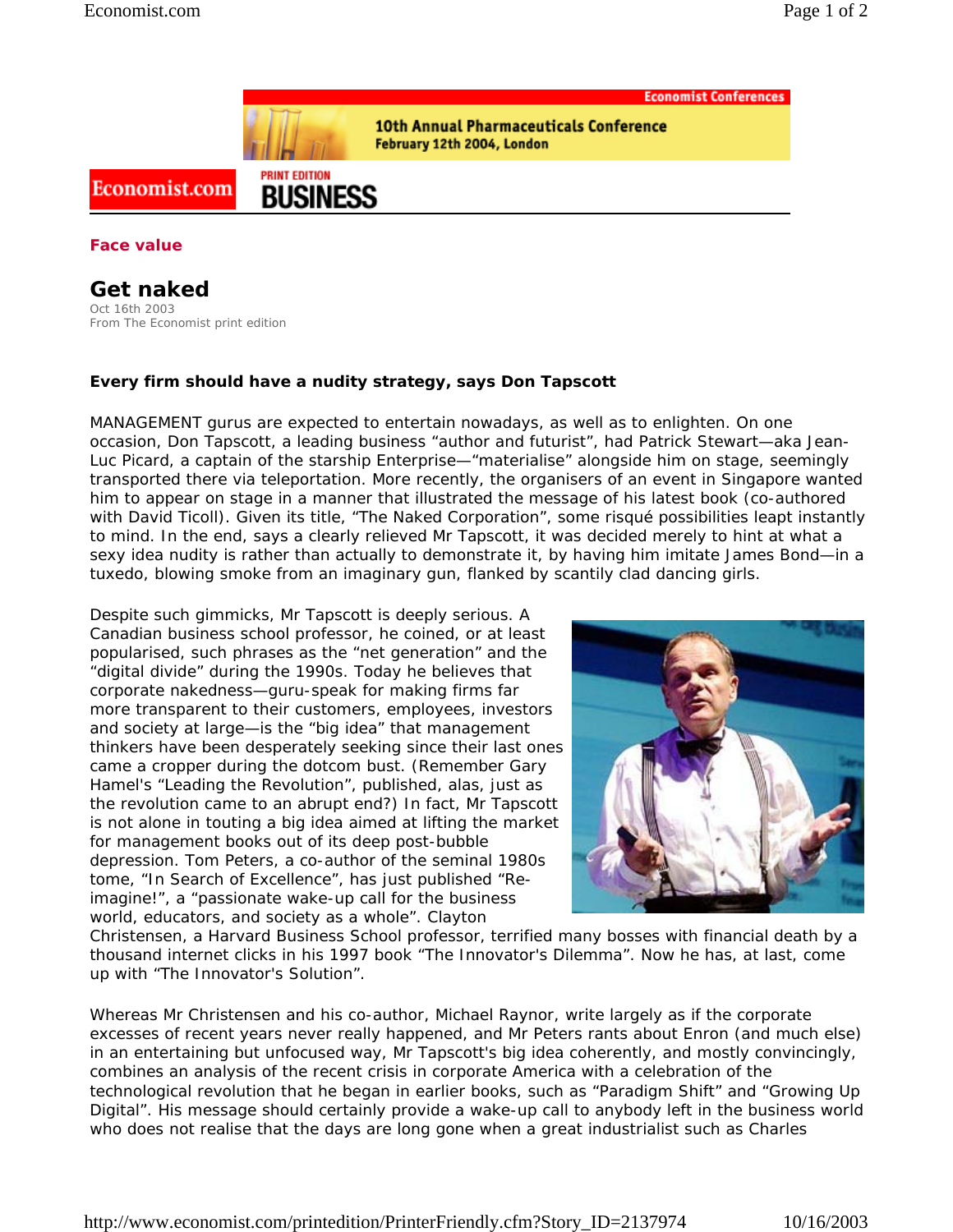Face value

# Get naked

Oct 16th 2003
From The Economist print edition

**Every firm should have a nudity strategy, says Don Tapscott**

MANAGEMENT gurus are expected to entertain nowadays, as well as to enlighten. On one occasion, Don Tapscott, a leading business "author and futurist", had Patrick Stewart—aka Jean-Luc Picard, a captain of the starship Enterprise—"materialise" alongside him on stage, seemingly transported there via teleportation. More recently, the organisers of an event in Singapore wanted him to appear on stage in a manner that illustrated the message of his latest book (co-authored with David Ticoll). Given its title, "The Naked Corporation", some risqué possibilities leapt instantly to mind. In the end, says a clearly relieved Mr Tapscott, it was decided merely to hint at what a sexy idea nudity is rather than actually to demonstrate it, by having him imitate James Bond—in a tuxedo, blowing smoke from an imaginary gun, flanked by scantily clad dancing girls.

Despite such gimmicks, Mr Tapscott is deeply serious. A Canadian business school professor, he coined, or at least popularised, such phrases as the "net generation" and the "digital divide" during the 1990s. Today he believes that corporate nakedness—guru-speak for making firms far more transparent to their customers, employees, investors and society at large—is the "big idea" that management thinkers have been desperately seeking since their last ones came a cropper during the dotcom bust. (Remember Gary Hamel's "Leading the Revolution", published, alas, just as the revolution came to an abrupt end?) In fact, Mr Tapscott is not alone in touting a big idea aimed at lifting the market for management books out of its deep post-bubble depression. Tom Peters, a co-author of the seminal 1980s tome, "In Search of Excellence", has just published "Re-imagine!", a "passionate wake-up call for the business world, educators, and society as a whole". Clayton Christensen, a Harvard Business School professor, terrified many bosses with financial death by a thousand internet clicks in his 1997 book "The Innovator's Dilemma". Now he has, at last, come up with "The Innovator's Solution".

Whereas Mr Christensen and his co-author, Michael Raynor, write largely as if the corporate excesses of recent years never really happened, and Mr Peters rants about Enron (and much else) in an entertaining but unfocused way, Mr Tapscott's big idea coherently, and mostly convincingly, combines an analysis of the recent crisis in corporate America with a celebration of the technological revolution that he began in earlier books, such as "Paradigm Shift" and "Growing Up Digital". His message should certainly provide a wake-up call to anybody left in the business world who does not realise that the days are long gone when a great industrialist such as Charles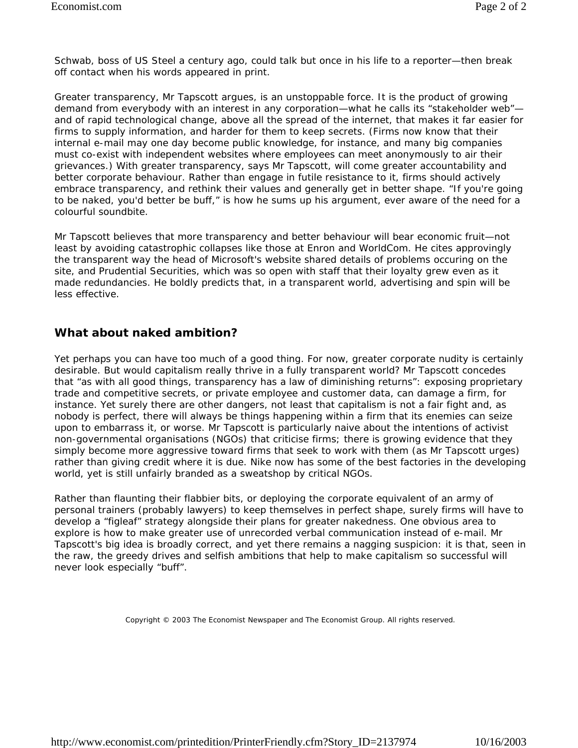Schwab, boss of US Steel a century ago, could talk but once in his life to a reporter—then break off contact when his words appeared in print.

Greater transparency, Mr Tapscott argues, is an unstoppable force. It is the product of growing demand from everybody with an interest in any corporation—what he calls its “stakeholder web”—and of rapid technological change, above all the spread of the internet, that makes it far easier for firms to supply information, and harder for them to keep secrets. (Firms now know that their internal e-mail may one day become public knowledge, for instance, and many big companies must co-exist with independent websites where employees can meet anonymously to air their grievances.) With greater transparency, says Mr Tapscott, will come greater accountability and better corporate behaviour. Rather than engage in futile resistance to it, firms should actively embrace transparency, and rethink their values and generally get in better shape. “If you're going to be naked, you'd better be buff,” is how he sums up his argument, ever aware of the need for a colourful soundbite.

Mr Tapscott believes that more transparency and better behaviour will bear economic fruit—not least by avoiding catastrophic collapses like those at Enron and WorldCom. He cites approvingly the transparent way the head of Microsoft's website shared details of problems occuring on the site, and Prudential Securities, which was so open with staff that their loyalty grew even as it made redundancies. He boldly predicts that, in a transparent world, advertising and spin will be less effective.

## What about naked ambition?

Yet perhaps you can have too much of a good thing. For now, greater corporate nudity is certainly desirable. But would capitalism really thrive in a fully transparent world? Mr Tapscott concedes that “as with all good things, transparency has a law of diminishing returns”: exposing proprietary trade and competitive secrets, or private employee and customer data, can damage a firm, for instance. Yet surely there are other dangers, not least that capitalism is not a fair fight and, as nobody is perfect, there will always be things happening within a firm that its enemies can seize upon to embarrass it, or worse. Mr Tapscott is particularly naive about the intentions of activist non-governmental organisations (NGOs) that criticise firms; there is growing evidence that they simply become more aggressive toward firms that seek to work with them (as Mr Tapscott urges) rather than giving credit where it is due. Nike now has some of the best factories in the developing world, yet is still unfairly branded as a sweatshop by critical NGOs.

Rather than flaunting their flabbier bits, or deploying the corporate equivalent of an army of personal trainers (probably lawyers) to keep themselves in perfect shape, surely firms will have to develop a “figleaf” strategy alongside their plans for greater nakedness. One obvious area to explore is how to make greater use of unrecorded verbal communication instead of e-mail. Mr Tapscott's big idea is broadly correct, and yet there remains a nagging suspicion: it is that, seen in the raw, the greedy drives and selfish ambitions that help to make capitalism so successful will never look especially “buff”.

Copyright © 2003 The Economist Newspaper and The Economist Group. All rights reserved.